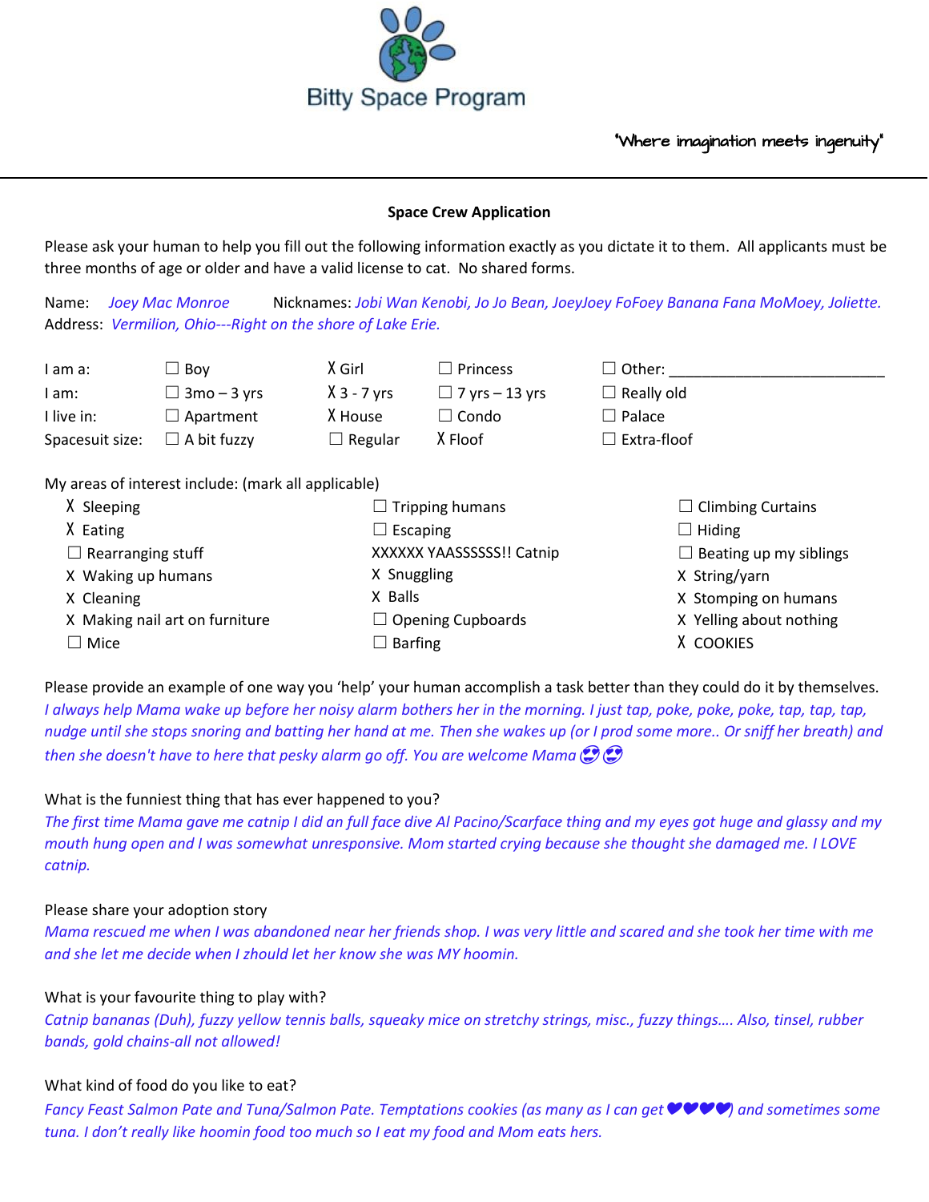# Bitty Space Program

"Where imagination meets ingenuity"

---

**Space Crew Application**

Please ask your human to help you fill out the following information exactly as you dictate it to them. All applicants must be three months of age or older and have a valid license to cat. No shared forms.

Name: *Joey Mac Monroe* Nicknames: *Jobi Wan Kenobi, Jo Jo Bean, JoeyJoey FoFoey Banana Fana MoMoey, Joliette.*
Address: *Vermilion, Ohio---Right on the shore of Lake Erie.*

| | | | | |
|---|---|---|---|---|
| I am a: | ☐ Boy | X Girl | ☐ Princess | ☐ Other: ___________ |
| I am: | ☐ 3mo – 3 yrs | X 3 - 7 yrs | ☐ 7 yrs – 13 yrs | ☐ Really old |
| I live in: | ☐ Apartment | X House | ☐ Condo | ☐ Palace |
| Spacesuit size: | ☐ A bit fuzzy | ☐ Regular | X Floof | ☐ Extra-floof |

My areas of interest include: (mark all applicable)

| | | |
|---|---|---|
| X Sleeping | ☐ Tripping humans | ☐ Climbing Curtains |
| X Eating | ☐ Escaping | ☐ Hiding |
| ☐ Rearranging stuff | XXXXXX YAASSSSSS!! Catnip | ☐ Beating up my siblings |
| X Waking up humans | X Snuggling | X String/yarn |
| X Cleaning | X Balls | X Stomping on humans |
| X Making nail art on furniture | ☐ Opening Cupboards | X Yelling about nothing |
| ☐ Mice | ☐ Barfing | X COOKIES |

Please provide an example of one way you 'help' your human accomplish a task better than they could do it by themselves.
*I always help Mama wake up before her noisy alarm bothers her in the morning. I just tap, poke, poke, poke, tap, tap, tap, nudge until she stops snoring and batting her hand at me. Then she wakes up (or I prod some more.. Or sniff her breath) and then she doesn't have to here that pesky alarm go off. You are welcome Mama 😍😍*

What is the funniest thing that has ever happened to you?
*The first time Mama gave me catnip I did an full face dive Al Pacino/Scarface thing and my eyes got huge and glassy and my mouth hung open and I was somewhat unresponsive. Mom started crying because she thought she damaged me. I LOVE catnip.*

Please share your adoption story
*Mama rescued me when I was abandoned near her friends shop. I was very little and scared and she took her time with me and she let me decide when I zhould let her know she was MY hoomin.*

What is your favourite thing to play with?
*Catnip bananas (Duh), fuzzy yellow tennis balls, squeaky mice on stretchy strings, misc., fuzzy things…. Also, tinsel, rubber bands, gold chains-all not allowed!*

What kind of food do you like to eat?
*Fancy Feast Salmon Pate and Tuna/Salmon Pate. Temptations cookies (as many as I can get 💜💜💜💜) and sometimes some tuna. I don't really like hoomin food too much so I eat my food and Mom eats hers.*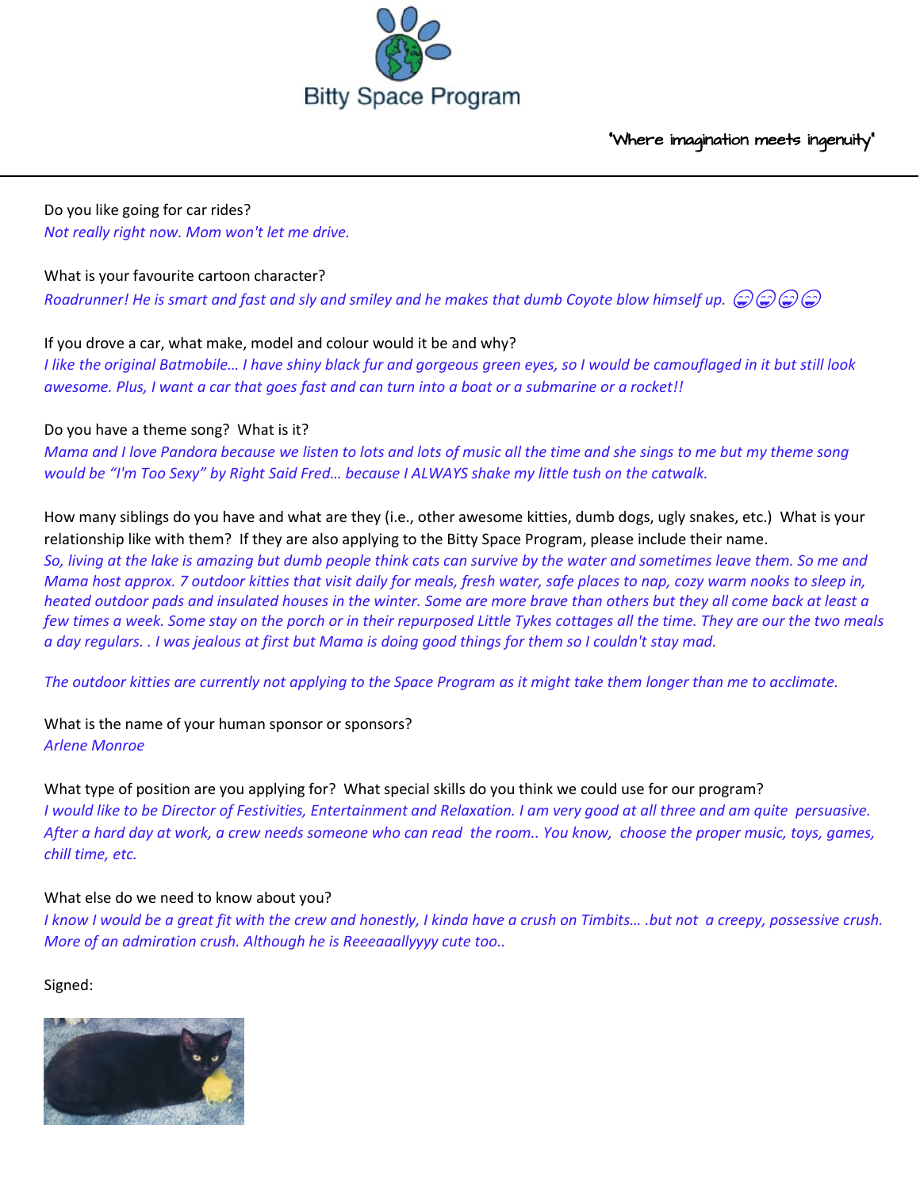Bitty Space Program

"Where imagination meets ingenuity"

Do you like going for car rides?
*Not really right now. Mom won't let me drive.*

What is your favourite cartoon character?
*Roadrunner! He is smart and fast and sly and smiley and he makes that dumb Coyote blow himself up.* 😂😂😂😂

If you drove a car, what make, model and colour would it be and why?
*I like the original Batmobile… I have shiny black fur and gorgeous green eyes, so I would be camouflaged in it but still look awesome. Plus, I want a car that goes fast and can turn into a boat or a submarine or a rocket!!*

Do you have a theme song? What is it?
*Mama and I love Pandora because we listen to lots and lots of music all the time and she sings to me but my theme song would be "I'm Too Sexy" by Right Said Fred… because I ALWAYS shake my little tush on the catwalk.*

How many siblings do you have and what are they (i.e., other awesome kitties, dumb dogs, ugly snakes, etc.) What is your relationship like with them? If they are also applying to the Bitty Space Program, please include their name.
*So, living at the lake is amazing but dumb people think cats can survive by the water and sometimes leave them. So me and Mama host approx. 7 outdoor kitties that visit daily for meals, fresh water, safe places to nap, cozy warm nooks to sleep in, heated outdoor pads and insulated houses in the winter. Some are more brave than others but they all come back at least a few times a week. Some stay on the porch or in their repurposed Little Tykes cottages all the time. They are our the two meals a day regulars. . I was jealous at first but Mama is doing good things for them so I couldn't stay mad.*

*The outdoor kitties are currently not applying to the Space Program as it might take them longer than me to acclimate.*

What is the name of your human sponsor or sponsors?
*Arlene Monroe*

What type of position are you applying for? What special skills do you think we could use for our program?
*I would like to be Director of Festivities, Entertainment and Relaxation. I am very good at all three and am quite persuasive. After a hard day at work, a crew needs someone who can read the room.. You know, choose the proper music, toys, games, chill time, etc.*

What else do we need to know about you?
*I know I would be a great fit with the crew and honestly, I kinda have a crush on Timbits… .but not a creepy, possessive crush. More of an admiration crush. Although he is Reeeaaallyyyy cute too..*

Signed: